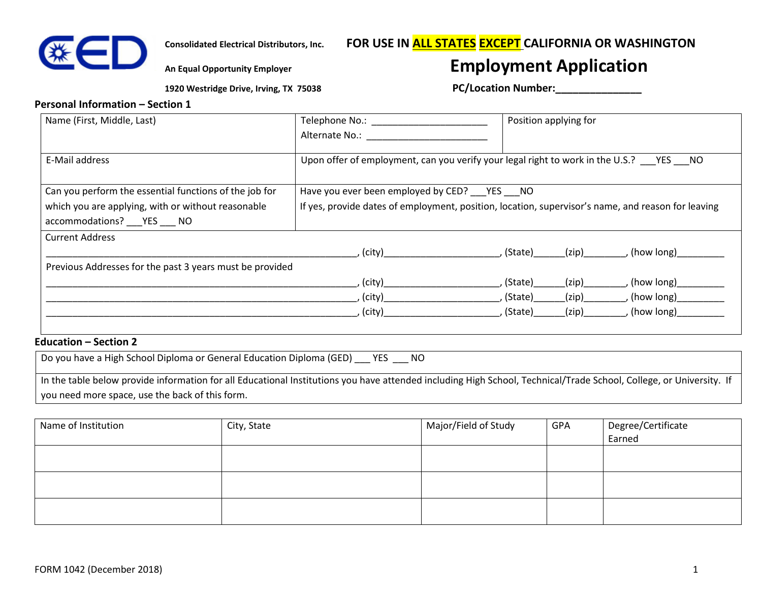**Consolidated Electrical Distributors, Inc.**

**An Equal Opportunity Employer**

**1920 Westridge Drive, Irving, TX 75038**

**FOR USE IN ALL STATES EXCEPT CALIFORNIA OR WASHINGTON**

# Employment Application

**PC/Location Number:_______________**

## Personal Information – Section 1

| Name (First, Middle, Last) | Telephone No.: ______________________ Alternate No.: ________________________ | Position applying for |
|---|---|---|
| E-Mail address | Upon offer of employment, can you verify your legal right to work in the U.S.? ___YES ___NO | |
| Can you perform the essential functions of the job for which you are applying, with or without reasonable accommodations? ___YES ___ NO | Have you ever been employed by CED? ___YES ___NO If yes, provide dates of employment, position, location, supervisor's name, and reason for leaving | |

Current Address

______________________________________________________________, (city)______________________, (State)______(zip)________, (how long)_________

Previous Addresses for the past 3 years must be provided

______________________________________________________________, (city)______________________, (State)______(zip)________, (how long)_________
______________________________________________________________, (city)______________________, (State)______(zip)________, (how long)_________
______________________________________________________________, (city)______________________, (State)______(zip)________, (how long)_________

## Education – Section 2

Do you have a High School Diploma or General Education Diploma (GED) ___ YES ___ NO

In the table below provide information for all Educational Institutions you have attended including High School, Technical/Trade School, College, or University. If you need more space, use the back of this form.

| Name of Institution | City, State | Major/Field of Study | GPA | Degree/Certificate Earned |
|---|---|---|---|---|
| | | | | |
| | | | | |
| | | | | |

FORM 1042 (December 2018)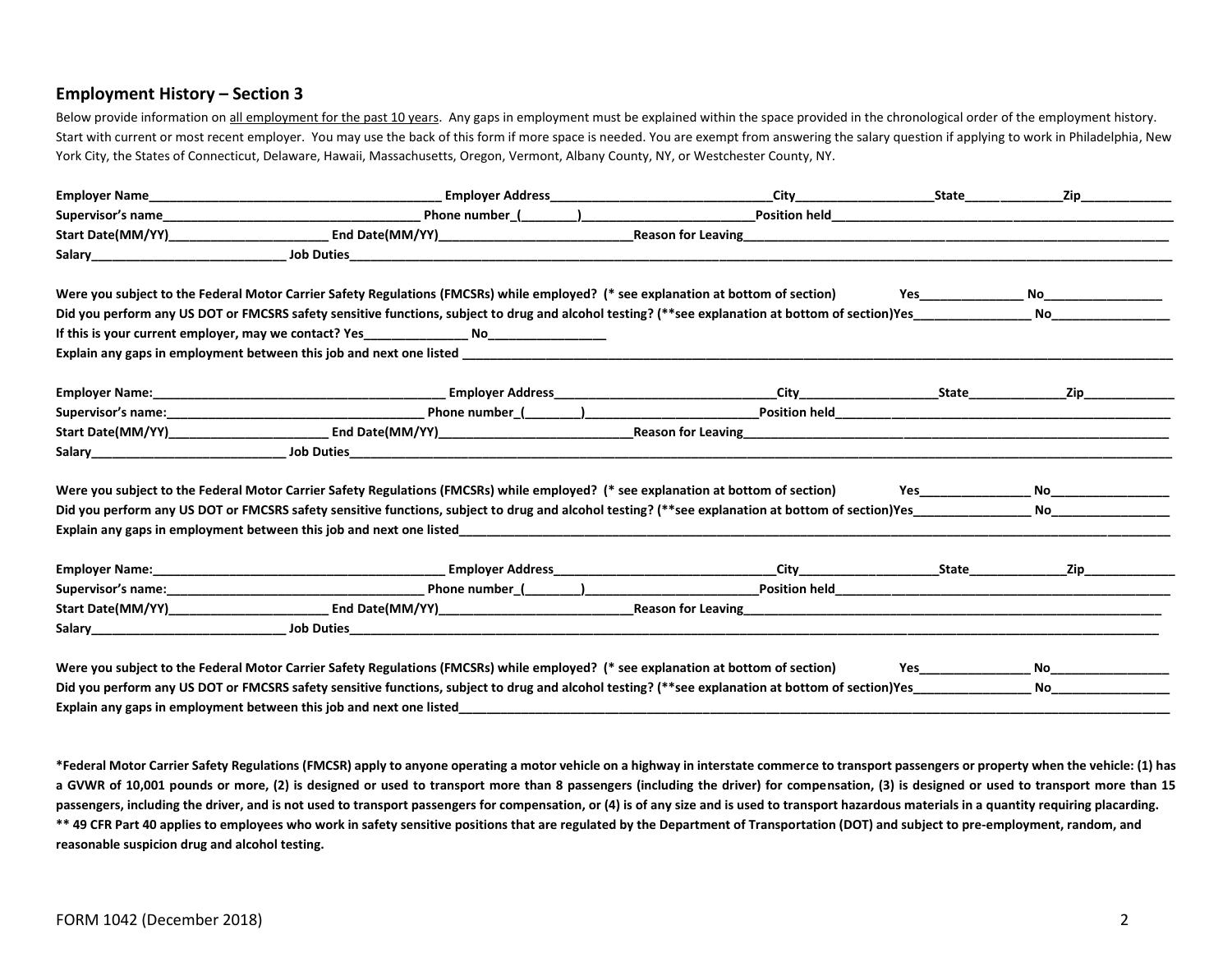## Employment History – Section 3

Below provide information on <u>all employment for the past 10 years</u>. Any gaps in employment must be explained within the space provided in the chronological order of the employment history. Start with current or most recent employer. You may use the back of this form if more space is needed. You are exempt from answering the salary question if applying to work in Philadelphia, New York City, the States of Connecticut, Delaware, Hawaii, Massachusetts, Oregon, Vermont, Albany County, NY, or Westchester County, NY.

**Employer Name**__________________________________________ **Employer Address**________________________________ **City**____________________ **State**______________ **Zip**_____________

**Supervisor's name**______________________________________ **Phone number_(________)**_________________________ **Position held**__________________________________________________

**Start Date(MM/YY)**_______________________ **End Date(MM/YY)**____________________________ **Reason for Leaving**_____________________________________________________________

**Salary**____________________________ **Job Duties**___________________________________________________________________________________________________________

**Were you subject to the Federal Motor Carrier Safety Regulations (FMCSRs) while employed? (\* see explanation at bottom of section)** **Yes**_______________ **No**_________________

**Did you perform any US DOT or FMCSRS safety sensitive functions, subject to drug and alcohol testing? (\*\*see explanation at bottom of section)Yes**_________________ **No**_________________

**If this is your current employer, may we contact? Yes**_______________ **No**_________________

**Explain any gaps in employment between this job and next one listed** _______________________________________________________________________________________________________

**Employer Name:**__________________________________________ **Employer Address**________________________________ **City**____________________ **State**______________ **Zip**_____________

**Supervisor's name:**______________________________________ **Phone number_(________)**_________________________ **Position held**__________________________________________________

**Start Date(MM/YY)**_______________________ **End Date(MM/YY)**____________________________ **Reason for Leaving**_____________________________________________________________

**Salary**____________________________ **Job Duties**___________________________________________________________________________________________________________

**Were you subject to the Federal Motor Carrier Safety Regulations (FMCSRs) while employed? (\* see explanation at bottom of section)** **Yes**________________ **No**_________________

**Did you perform any US DOT or FMCSRS safety sensitive functions, subject to drug and alcohol testing? (\*\*see explanation at bottom of section)Yes**_________________ **No**_________________

**Explain any gaps in employment between this job and next one listed**_______________________________________________________________________________________________________

**Employer Name:**__________________________________________ **Employer Address**________________________________ **City**____________________ **State**______________ **Zip**_____________

**Supervisor's name:**______________________________________ **Phone number_(________)**_________________________ **Position held**__________________________________________________

**Start Date(MM/YY)**_______________________ **End Date(MM/YY)**____________________________ **Reason for Leaving**_____________________________________________________________

**Salary**____________________________ **Job Duties**___________________________________________________________________________________________________________

**Were you subject to the Federal Motor Carrier Safety Regulations (FMCSRs) while employed? (\* see explanation at bottom of section)** **Yes**________________ **No**_________________

**Did you perform any US DOT or FMCSRS safety sensitive functions, subject to drug and alcohol testing? (\*\*see explanation at bottom of section)Yes**_________________ **No**_________________

**Explain any gaps in employment between this job and next one listed**_______________________________________________________________________________________________________

**\*Federal Motor Carrier Safety Regulations (FMCSR) apply to anyone operating a motor vehicle on a highway in interstate commerce to transport passengers or property when the vehicle: (1) has a GVWR of 10,001 pounds or more, (2) is designed or used to transport more than 8 passengers (including the driver) for compensation, (3) is designed or used to transport more than 15 passengers, including the driver, and is not used to transport passengers for compensation, or (4) is of any size and is used to transport hazardous materials in a quantity requiring placarding.**
**\*\* 49 CFR Part 40 applies to employees who work in safety sensitive positions that are regulated by the Department of Transportation (DOT) and subject to pre-employment, random, and reasonable suspicion drug and alcohol testing.**

FORM 1042 (December 2018)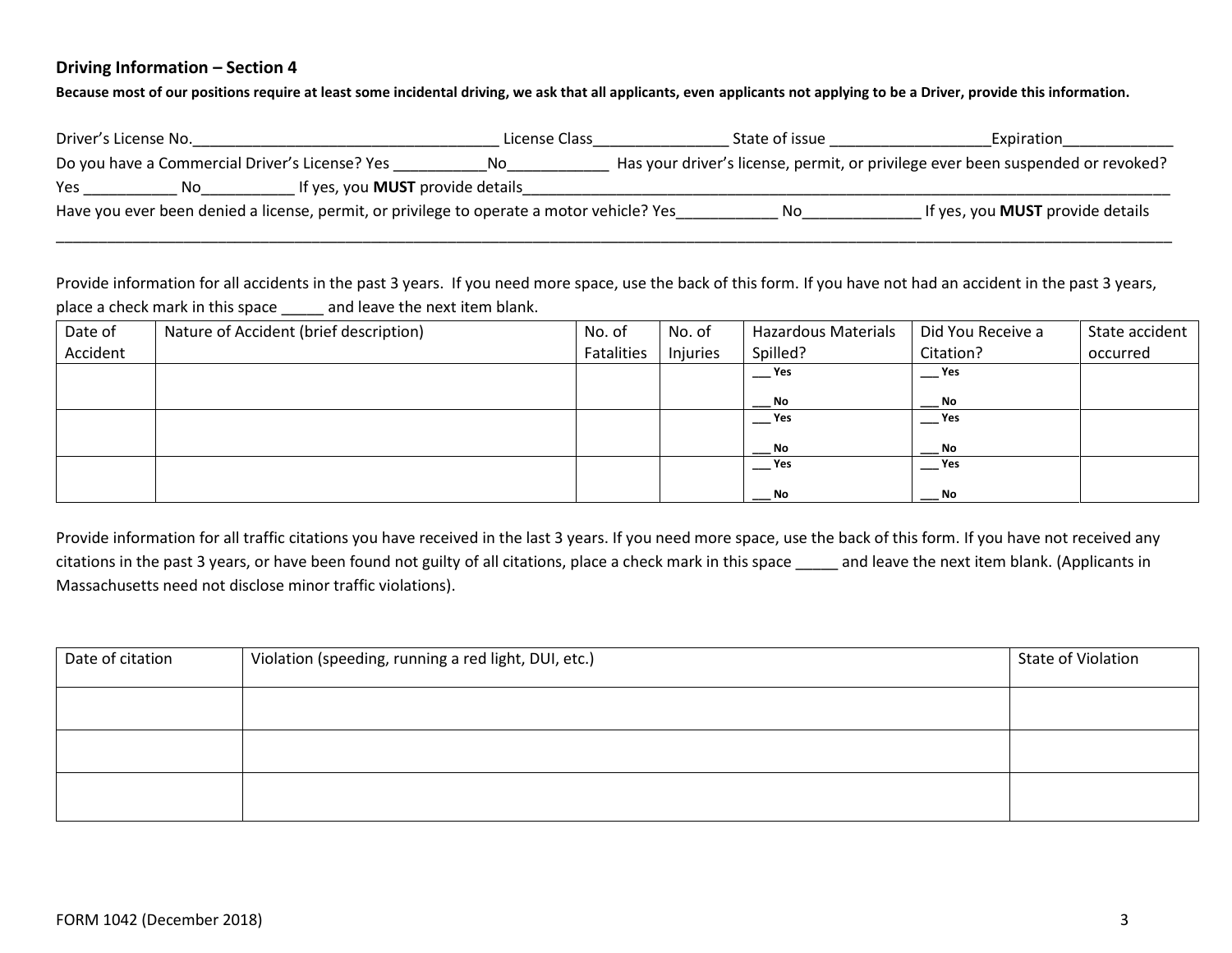### Driving Information – Section 4

**Because most of our positions require at least some incidental driving, we ask that all applicants, even applicants not applying to be a Driver, provide this information.**

Driver's License No.____________________________________ License Class________________ State of issue ___________________Expiration_____________

Do you have a Commercial Driver's License? Yes ___________No____________ Has your driver's license, permit, or privilege ever been suspended or revoked? Yes ___________ No___________ If yes, you **MUST** provide details_________________________________________________________________________________

Have you ever been denied a license, permit, or privilege to operate a motor vehicle? Yes____________ No______________ If yes, you **MUST** provide details

___________________________________________________________________________________________________________________________

Provide information for all accidents in the past 3 years. If you need more space, use the back of this form. If you have not had an accident in the past 3 years, place a check mark in this space _____ and leave the next item blank.

| Date of Accident | Nature of Accident (brief description) | No. of Fatalities | No. of Injuries | Hazardous Materials Spilled? | Did You Receive a Citation? | State accident occurred |
|---|---|---|---|---|---|---|
| | | | | ___ Yes ___ No | ___ Yes ___ No | |
| | | | | ___ Yes ___ No | ___ Yes ___ No | |
| | | | | ___ Yes ___ No | ___ Yes ___ No | |

Provide information for all traffic citations you have received in the last 3 years. If you need more space, use the back of this form. If you have not received any citations in the past 3 years, or have been found not guilty of all citations, place a check mark in this space _____ and leave the next item blank. (Applicants in Massachusetts need not disclose minor traffic violations).

| Date of citation | Violation (speeding, running a red light, DUI, etc.) | State of Violation |
|---|---|---|
| | | |
| | | |
| | | |

FORM 1042 (December 2018)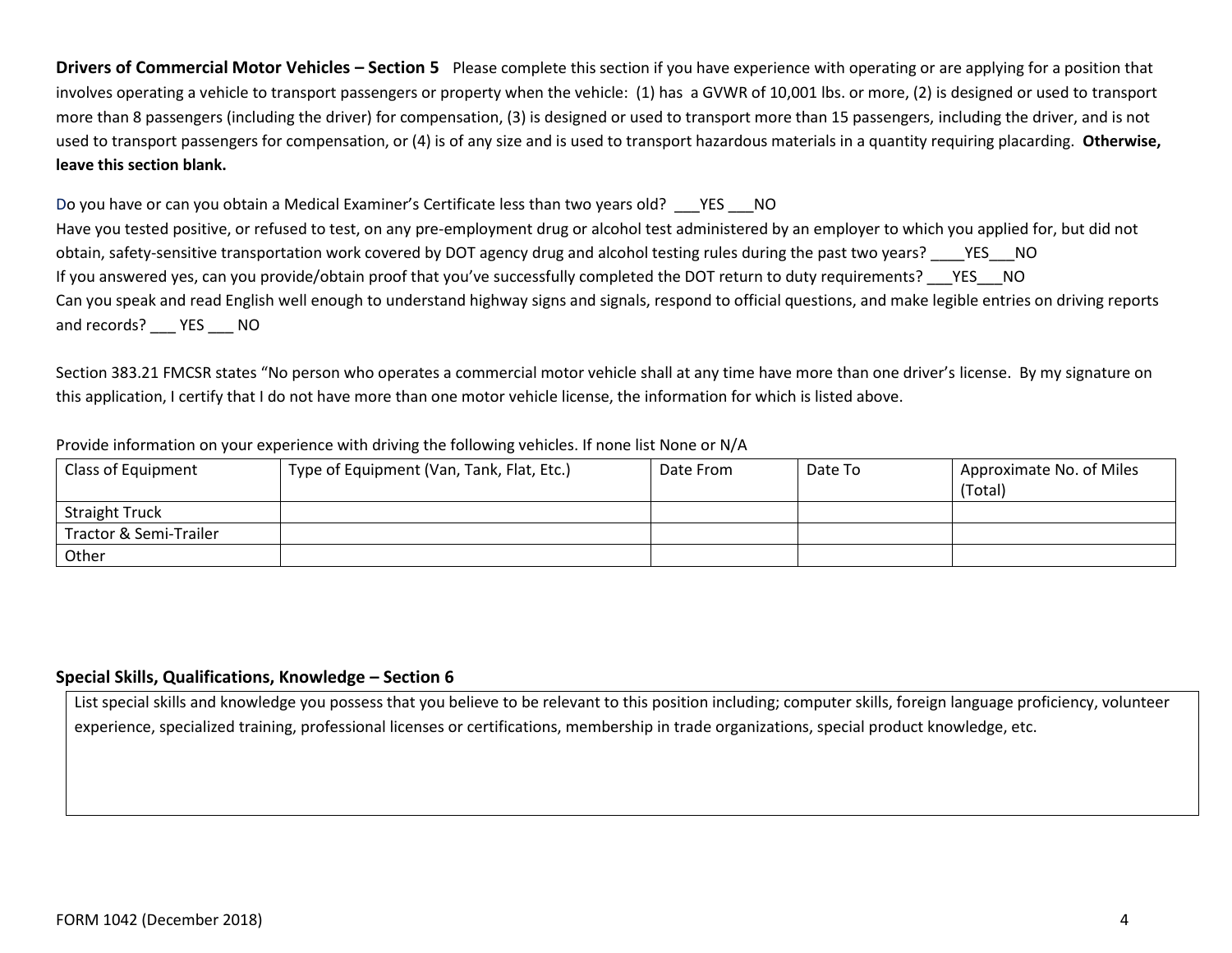**Drivers of Commercial Motor Vehicles – Section 5** Please complete this section if you have experience with operating or are applying for a position that involves operating a vehicle to transport passengers or property when the vehicle: (1) has a GVWR of 10,001 lbs. or more, (2) is designed or used to transport more than 8 passengers (including the driver) for compensation, (3) is designed or used to transport more than 15 passengers, including the driver, and is not used to transport passengers for compensation, or (4) is of any size and is used to transport hazardous materials in a quantity requiring placarding. **Otherwise, leave this section blank.**

Do you have or can you obtain a Medical Examiner's Certificate less than two years old? ___YES ___NO

Have you tested positive, or refused to test, on any pre-employment drug or alcohol test administered by an employer to which you applied for, but did not obtain, safety-sensitive transportation work covered by DOT agency drug and alcohol testing rules during the past two years? ____YES___NO

If you answered yes, can you provide/obtain proof that you've successfully completed the DOT return to duty requirements? ___YES___NO

Can you speak and read English well enough to understand highway signs and signals, respond to official questions, and make legible entries on driving reports and records? ___ YES ___ NO

Section 383.21 FMCSR states "No person who operates a commercial motor vehicle shall at any time have more than one driver's license. By my signature on this application, I certify that I do not have more than one motor vehicle license, the information for which is listed above.

Provide information on your experience with driving the following vehicles. If none list None or N/A

| Class of Equipment | Type of Equipment (Van, Tank, Flat, Etc.) | Date From | Date To | Approximate No. of Miles (Total) |
|---|---|---|---|---|
| Straight Truck | | | | |
| Tractor & Semi-Trailer | | | | |
| Other | | | | |

**Special Skills, Qualifications, Knowledge – Section 6**

List special skills and knowledge you possess that you believe to be relevant to this position including; computer skills, foreign language proficiency, volunteer experience, specialized training, professional licenses or certifications, membership in trade organizations, special product knowledge, etc.

FORM 1042 (December 2018)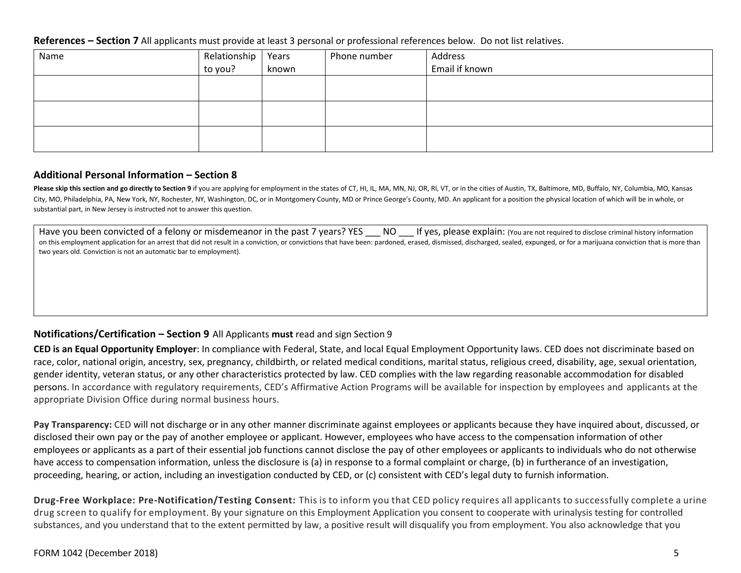**References – Section 7** All applicants must provide at least 3 personal or professional references below. Do not list relatives.

| Name | Relationship to you? | Years known | Phone number | Address Email if known |
|---|---|---|---|---|
| | | | | |
| | | | | |
| | | | | |

### Additional Personal Information – Section 8

**Please skip this section and go directly to Section 9** if you are applying for employment in the states of CT, HI, IL, MA, MN, NJ, OR, RI, VT, or in the cities of Austin, TX, Baltimore, MD, Buffalo, NY, Columbia, MO, Kansas City, MO, Philadelphia, PA, New York, NY, Rochester, NY, Washington, DC, or in Montgomery County, MD or Prince George's County, MD. An applicant for a position the physical location of which will be in whole, or substantial part, in New Jersey is instructed not to answer this question.

Have you been convicted of a felony or misdemeanor in the past 7 years? YES ___ NO ___ If yes, please explain: (You are not required to disclose criminal history information on this employment application for an arrest that did not result in a conviction, or convictions that have been: pardoned, erased, dismissed, discharged, sealed, expunged, or for a marijuana conviction that is more than two years old. Conviction is not an automatic bar to employment).

### Notifications/Certification – Section 9

All Applicants **must** read and sign Section 9

**CED is an Equal Opportunity Employer**: In compliance with Federal, State, and local Equal Employment Opportunity laws. CED does not discriminate based on race, color, national origin, ancestry, sex, pregnancy, childbirth, or related medical conditions, marital status, religious creed, disability, age, sexual orientation, gender identity, veteran status, or any other characteristics protected by law. CED complies with the law regarding reasonable accommodation for disabled persons. In accordance with regulatory requirements, CED's Affirmative Action Programs will be available for inspection by employees and applicants at the appropriate Division Office during normal business hours.

**Pay Transparency:** CED will not discharge or in any other manner discriminate against employees or applicants because they have inquired about, discussed, or disclosed their own pay or the pay of another employee or applicant. However, employees who have access to the compensation information of other employees or applicants as a part of their essential job functions cannot disclose the pay of other employees or applicants to individuals who do not otherwise have access to compensation information, unless the disclosure is (a) in response to a formal complaint or charge, (b) in furtherance of an investigation, proceeding, hearing, or action, including an investigation conducted by CED, or (c) consistent with CED's legal duty to furnish information.

**Drug-Free Workplace: Pre-Notification/Testing Consent:** This is to inform you that CED policy requires all applicants to successfully complete a urine drug screen to qualify for employment. By your signature on this Employment Application you consent to cooperate with urinalysis testing for controlled substances, and you understand that to the extent permitted by law, a positive result will disqualify you from employment. You also acknowledge that you

FORM 1042 (December 2018)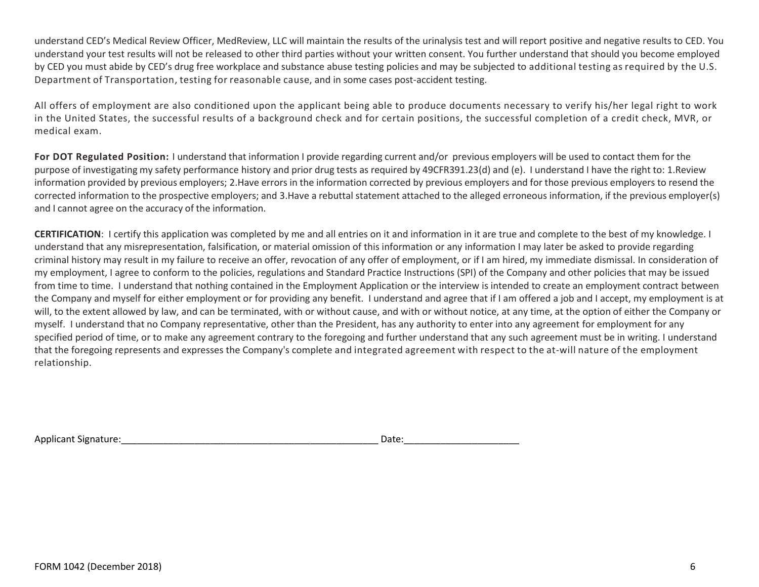understand CED's Medical Review Officer, MedReview, LLC will maintain the results of the urinalysis test and will report positive and negative results to CED. You understand your test results will not be released to other third parties without your written consent. You further understand that should you become employed by CED you must abide by CED's drug free workplace and substance abuse testing policies and may be subjected to additional testing as required by the U.S. Department of Transportation, testing for reasonable cause, and in some cases post-accident testing.

All offers of employment are also conditioned upon the applicant being able to produce documents necessary to verify his/her legal right to work in the United States, the successful results of a background check and for certain positions, the successful completion of a credit check, MVR, or medical exam.

**For DOT Regulated Position:** I understand that information I provide regarding current and/or previous employers will be used to contact them for the purpose of investigating my safety performance history and prior drug tests as required by 49CFR391.23(d) and (e). I understand I have the right to: 1.Review information provided by previous employers; 2.Have errors in the information corrected by previous employers and for those previous employers to resend the corrected information to the prospective employers; and 3.Have a rebuttal statement attached to the alleged erroneous information, if the previous employer(s) and I cannot agree on the accuracy of the information.

**CERTIFICATION**: I certify this application was completed by me and all entries on it and information in it are true and complete to the best of my knowledge. I understand that any misrepresentation, falsification, or material omission of this information or any information I may later be asked to provide regarding criminal history may result in my failure to receive an offer, revocation of any offer of employment, or if I am hired, my immediate dismissal. In consideration of my employment, I agree to conform to the policies, regulations and Standard Practice Instructions (SPI) of the Company and other policies that may be issued from time to time. I understand that nothing contained in the Employment Application or the interview is intended to create an employment contract between the Company and myself for either employment or for providing any benefit. I understand and agree that if I am offered a job and I accept, my employment is at will, to the extent allowed by law, and can be terminated, with or without cause, and with or without notice, at any time, at the option of either the Company or myself. I understand that no Company representative, other than the President, has any authority to enter into any agreement for employment for any specified period of time, or to make any agreement contrary to the foregoing and further understand that any such agreement must be in writing. I understand that the foregoing represents and expresses the Company's complete and integrated agreement with respect to the at-will nature of the employment relationship.

Applicant Signature:_________________________________________________ Date:_____________________

FORM 1042 (December 2018)